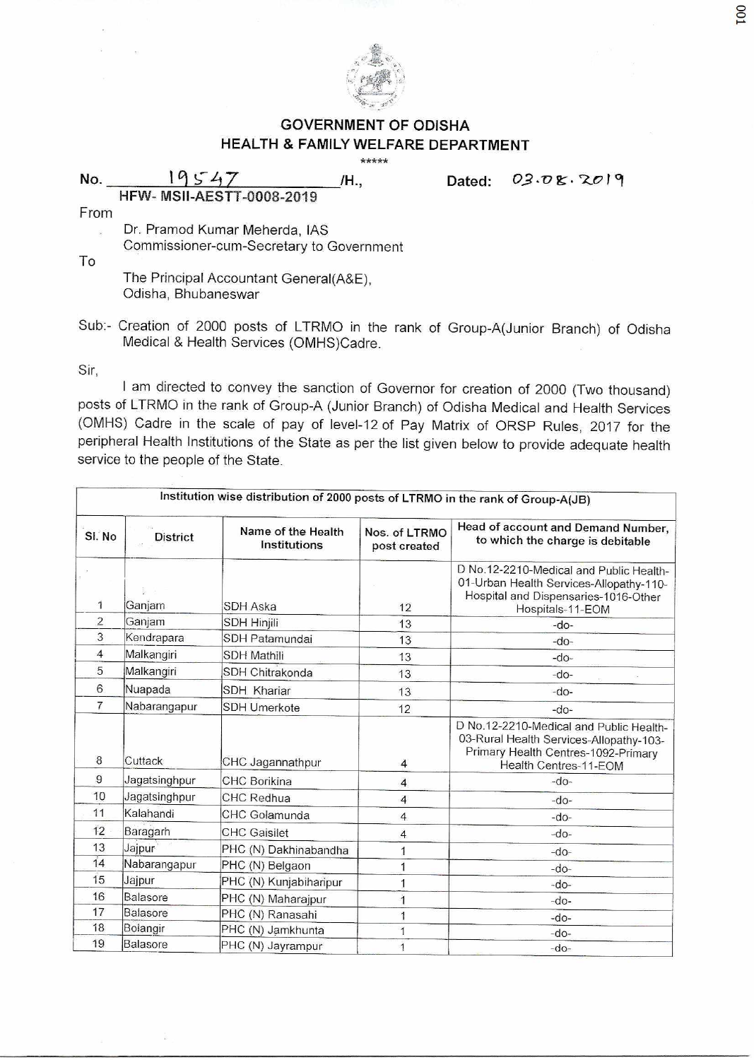## GOVERNMENT OF ODISHA
## HEALTH & FAMILY WELFARE DEPARTMENT

\*\*\*\*\*

No. 19547 /H., Dated: 03.08.2019
HFW- MSII-AESTT-0008-2019

From

Dr. Pramod Kumar Meherda, IAS
Commissioner-cum-Secretary to Government

To

The Principal Accountant General(A&E),
Odisha, Bhubaneswar

Sub:- Creation of 2000 posts of LTRMO in the rank of Group-A(Junior Branch) of Odisha Medical & Health Services (OMHS)Cadre.

Sir,

I am directed to convey the sanction of Governor for creation of 2000 (Two thousand) posts of LTRMO in the rank of Group-A (Junior Branch) of Odisha Medical and Health Services (OMHS) Cadre in the scale of pay of level-12 of Pay Matrix of ORSP Rules, 2017 for the peripheral Health Institutions of the State as per the list given below to provide adequate health service to the people of the State.

**Institution wise distribution of 2000 posts of LTRMO in the rank of Group-A(JB)**

| Sl. No | District | Name of the Health Institutions | Nos. of LTRMO post created | Head of account and Demand Number, to which the charge is debitable |
|---|---|---|---|---|
| 1 | Ganjam | SDH Aska | 12 | D No.12-2210-Medical and Public Health-01-Urban Health Services-Allopathy-110-Hospital and Dispensaries-1016-Other Hospitals-11-EOM |
| 2 | Ganjam | SDH Hinjili | 13 | -do- |
| 3 | Kendrapara | SDH Patamundai | 13 | -do- |
| 4 | Malkangiri | SDH Mathili | 13 | -do- |
| 5 | Malkangiri | SDH Chitrakonda | 13 | -do- |
| 6 | Nuapada | SDH Khariar | 13 | -do- |
| 7 | Nabarangapur | SDH Umerkote | 12 | -do- |
| 8 | Cuttack | CHC Jagannathpur | 4 | D No.12-2210-Medical and Public Health-03-Rural Health Services-Allopathy-103-Primary Health Centres-1092-Primary Health Centres-11-EOM |
| 9 | Jagatsinghpur | CHC Borikina | 4 | -do- |
| 10 | Jagatsinghpur | CHC Redhua | 4 | -do- |
| 11 | Kalahandi | CHC Golamunda | 4 | -do- |
| 12 | Baragarh | CHC Gaisilet | 4 | -do- |
| 13 | Jajpur | PHC (N) Dakhinabandha | 1 | -do- |
| 14 | Nabarangapur | PHC (N) Belgaon | 1 | -do- |
| 15 | Jajpur | PHC (N) Kunjabiharipur | 1 | -do- |
| 16 | Balasore | PHC (N) Maharajpur | 1 | -do- |
| 17 | Balasore | PHC (N) Ranasahi | 1 | -do- |
| 18 | Bolangir | PHC (N) Jamkhunta | 1 | -do- |
| 19 | Balasore | PHC (N) Jayrampur | 1 | -do- |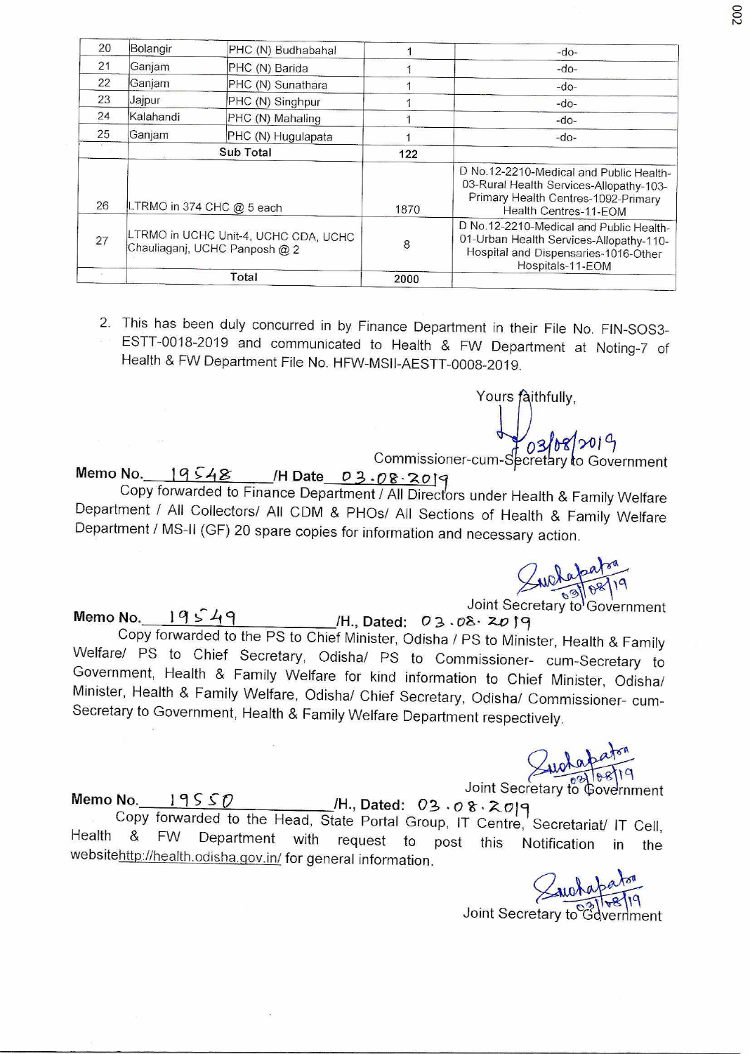| | | | | |
|---|---|---|---|---|
| 20 | Bolangir | PHC (N) Budhabahal | 1 | -do- |
| 21 | Ganjam | PHC (N) Barida | 1 | -do- |
| 22 | Ganjam | PHC (N) Sunathara | 1 | -do- |
| 23 | Jajpur | PHC (N) Singhpur | 1 | -do- |
| 24 | Kalahandi | PHC (N) Mahaling | 1 | -do- |
| 25 | Ganjam | PHC (N) Hugulapata | 1 | -do- |
| | Sub Total | | 122 | |
| 26 | LTRMO in 374 CHC @ 5 each | | 1870 | D No.12-2210-Medical and Public Health-03-Rural Health Services-Allopathy-103-Primary Health Centres-1092-Primary Health Centres-11-EOM |
| 27 | LTRMO in UCHC Unit-4, UCHC CDA, UCHC Chauliaganj, UCHC Panposh @ 2 | | 8 | D No.12-2210-Medical and Public Health-01-Urban Health Services-Allopathy-110-Hospital and Dispensaries-1016-Other Hospitals-11-EOM |
| | Total | | 2000 | |

2. This has been duly concurred in by Finance Department in their File No. FIN-SOS3-ESTT-0018-2019 and communicated to Health & FW Department at Noting-7 of Health & FW Department File No. HFW-MSII-AESTT-0008-2019.

Yours faithfully,

03/08/2019

Commissioner-cum-Secretary to Government

**Memo No.** 19548 **/H Date** 03.08.2019

Copy forwarded to Finance Department / All Directors under Health & Family Welfare Department / All Collectors/ All CDM & PHOs/ All Sections of Health & Family Welfare Department / MS-II (GF) 20 spare copies for information and necessary action.

03/08/19

Joint Secretary to Government

**Memo No.** 19549 **/H., Dated:** 03.08.2019

Copy forwarded to the PS to Chief Minister, Odisha / PS to Minister, Health & Family Welfare/ PS to Chief Secretary, Odisha/ PS to Commissioner- cum-Secretary to Government, Health & Family Welfare for kind information to Chief Minister, Odisha/ Minister, Health & Family Welfare, Odisha/ Chief Secretary, Odisha/ Commissioner- cum-Secretary to Government, Health & Family Welfare Department respectively.

03/08/19

Joint Secretary to Government

**Memo No.** 19550 **/H., Dated:** 03.08.2019

Copy forwarded to the Head, State Portal Group, IT Centre, Secretariat/ IT Cell, Health & FW Department with request to post this Notification in the websitehttp://health.odisha.gov.in/ for general information.

03/08/19

Joint Secretary to Government